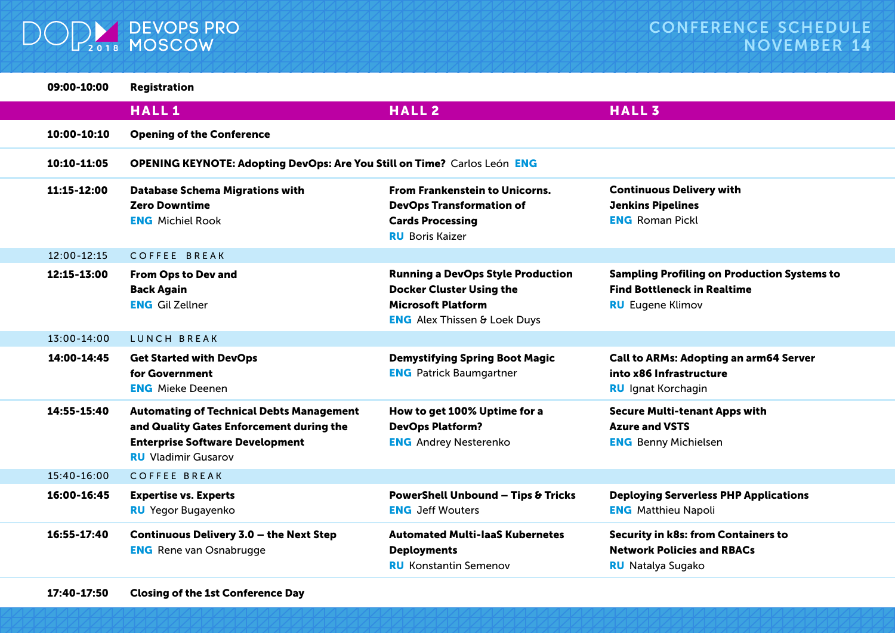# DEVOPS PRO MOSCOW 2018

## CONFERENCE SCHEDULE NOVEMBER 14

| Time | Hall 1 | Hall 2 | Hall 3 |
|---|---|---|---|
| **09:00-10:00** | **Registration** | | |
| **10:00-10:10** | **Opening of the Conference** | | |
| **10:10-11:05** | **OPENING KEYNOTE: Adopting DevOps: Are You Still on Time?** Carlos León **ENG** | | |
| **11:15-12:00** | **Database Schema Migrations with Zero Downtime** **ENG** Michiel Rook | **From Frankenstein to Unicorns. DevOps Transformation of Cards Processing** **RU** Boris Kaizer | **Continuous Delivery with Jenkins Pipelines** **ENG** Roman Pickl |
| 12:00-12:15 | COFFEE BREAK | | |
| **12:15-13:00** | **From Ops to Dev and Back Again** **ENG** Gil Zellner | **Running a DevOps Style Production Docker Cluster Using the Microsoft Platform** **ENG** Alex Thissen & Loek Duys | **Sampling Profiling on Production Systems to Find Bottleneck in Realtime** **RU** Eugene Klimov |
| 13:00-14:00 | LUNCH BREAK | | |
| **14:00-14:45** | **Get Started with DevOps for Government** **ENG** Mieke Deenen | **Demystifying Spring Boot Magic** **ENG** Patrick Baumgartner | **Call to ARMs: Adopting an arm64 Server into x86 Infrastructure** **RU** Ignat Korchagin |
| **14:55-15:40** | **Automating of Technical Debts Management and Quality Gates Enforcement during the Enterprise Software Development** **RU** Vladimir Gusarov | **How to get 100% Uptime for a DevOps Platform?** **ENG** Andrey Nesterenko | **Secure Multi-tenant Apps with Azure and VSTS** **ENG** Benny Michielsen |
| 15:40-16:00 | COFFEE BREAK | | |
| **16:00-16:45** | **Expertise vs. Experts** **RU** Yegor Bugayenko | **PowerShell Unbound – Tips & Tricks** **ENG** Jeff Wouters | **Deploying Serverless PHP Applications** **ENG** Matthieu Napoli |
| **16:55-17:40** | **Continuous Delivery 3.0 – the Next Step** **ENG** Rene van Osnabrugge | **Automated Multi-IaaS Kubernetes Deployments** **RU** Konstantin Semenov | **Security in k8s: from Containers to Network Policies and RBACs** **RU** Natalya Sugako |
| **17:40-17:50** | **Closing of the 1st Conference Day** | | |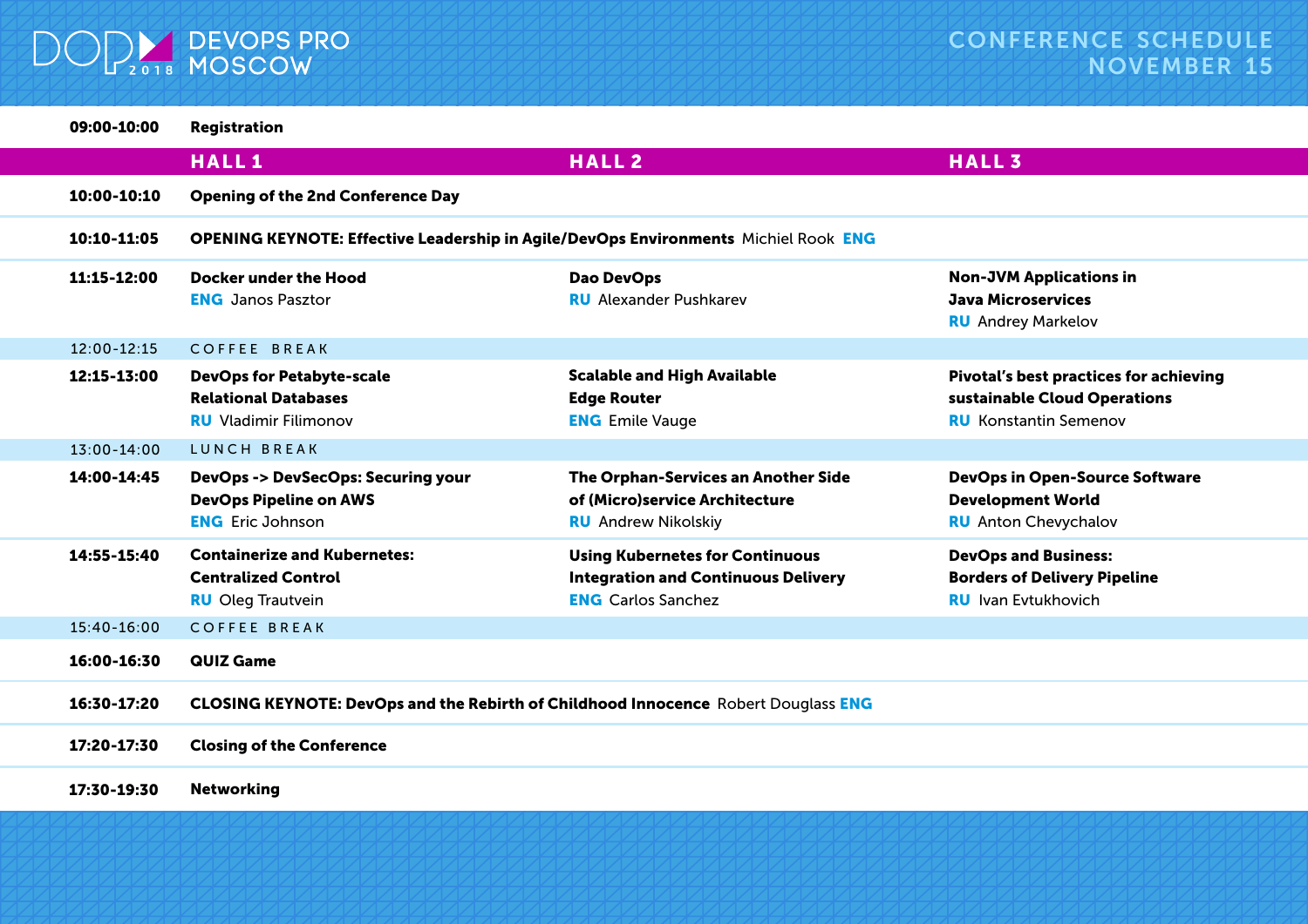# DEVOPS PRO MOSCOW

DOP 2018

## CONFERENCE SCHEDULE NOVEMBER 15

| | | | |
|---|---|---|---|
| **09:00-10:00** | **Registration** | | |
| | **HALL 1** | **HALL 2** | **HALL 3** |
| **10:00-10:10** | **Opening of the 2nd Conference Day** | | |
| **10:10-11:05** | **OPENING KEYNOTE: Effective Leadership in Agile/DevOps Environments** Michiel Rook **ENG** | | |
| **11:15-12:00** | **Docker under the Hood**<br>**ENG** Janos Pasztor | **Dao DevOps**<br>**RU** Alexander Pushkarev | **Non-JVM Applications in Java Microservices**<br>**RU** Andrey Markelov |
| 12:00-12:15 | COFFEE BREAK | | |
| **12:15-13:00** | **DevOps for Petabyte-scale Relational Databases**<br>**RU** Vladimir Filimonov | **Scalable and High Available Edge Router**<br>**ENG** Emile Vauge | **Pivotal's best practices for achieving sustainable Cloud Operations**<br>**RU** Konstantin Semenov |
| 13:00-14:00 | LUNCH BREAK | | |
| **14:00-14:45** | **DevOps -> DevSecOps: Securing your DevOps Pipeline on AWS**<br>**ENG** Eric Johnson | **The Orphan-Services an Another Side of (Micro)service Architecture**<br>**RU** Andrew Nikolskiy | **DevOps in Open-Source Software Development World**<br>**RU** Anton Chevychalov |
| **14:55-15:40** | **Containerize and Kubernetes: Centralized Control**<br>**RU** Oleg Trautvein | **Using Kubernetes for Continuous Integration and Continuous Delivery**<br>**ENG** Carlos Sanchez | **DevOps and Business: Borders of Delivery Pipeline**<br>**RU** Ivan Evtukhovich |
| 15:40-16:00 | COFFEE BREAK | | |
| **16:00-16:30** | **QUIZ Game** | | |
| **16:30-17:20** | **CLOSING KEYNOTE: DevOps and the Rebirth of Childhood Innocence** Robert Douglass **ENG** | | |
| **17:20-17:30** | **Closing of the Conference** | | |
| **17:30-19:30** | **Networking** | | |